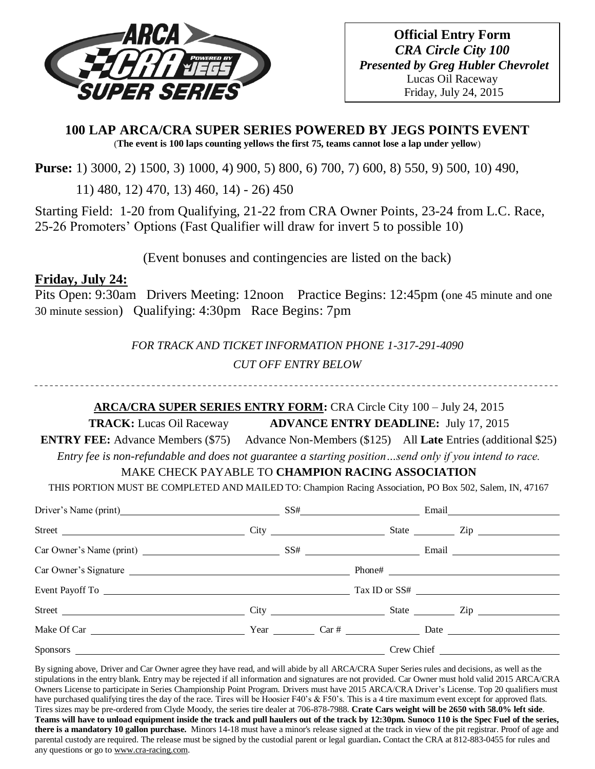**Official Entry Form**
***CRA Circle City 100***
***Presented by Greg Hubler Chevrolet***
Lucas Oil Raceway
Friday, July 24, 2015

## 100 LAP ARCA/CRA SUPER SERIES POWERED BY JEGS POINTS EVENT

(**The event is 100 laps counting yellows the first 75, teams cannot lose a lap under yellow**)

**Purse:** 1) 3000, 2) 1500, 3) 1000, 4) 900, 5) 800, 6) 700, 7) 600, 8) 550, 9) 500, 10) 490, 11) 480, 12) 470, 13) 460, 14) - 26) 450

Starting Field: 1-20 from Qualifying, 21-22 from CRA Owner Points, 23-24 from L.C. Race, 25-26 Promoters' Options (Fast Qualifier will draw for invert 5 to possible 10)

(Event bonuses and contingencies are listed on the back)

**Friday, July 24:**

Pits Open: 9:30am Drivers Meeting: 12noon Practice Begins: 12:45pm (one 45 minute and one 30 minute session) Qualifying: 4:30pm Race Begins: 7pm

*FOR TRACK AND TICKET INFORMATION PHONE 1-317-291-4090*

*CUT OFF ENTRY BELOW*

---

**ARCA/CRA SUPER SERIES ENTRY FORM:** CRA Circle City 100 – July 24, 2015

**TRACK:** Lucas Oil Raceway **ADVANCE ENTRY DEADLINE:** July 17, 2015

**ENTRY FEE:** Advance Members ($75) Advance Non-Members ($125) All **Late** Entries (additional $25)

*Entry fee is non-refundable and does not guarantee a starting position…send only if you intend to race.*

MAKE CHECK PAYABLE TO **CHAMPION RACING ASSOCIATION**

THIS PORTION MUST BE COMPLETED AND MAILED TO: Champion Racing Association, PO Box 502, Salem, IN, 47167

Driver's Name (print)\_\_\_\_\_\_\_\_\_\_ SS#\_\_\_\_\_\_\_\_\_\_ Email\_\_\_\_\_\_\_\_\_\_

Street \_\_\_\_\_\_\_\_\_\_ City \_\_\_\_\_\_\_\_\_\_ State \_\_\_\_\_ Zip \_\_\_\_\_\_\_\_\_\_

Car Owner's Name (print) \_\_\_\_\_\_\_\_\_\_ SS# \_\_\_\_\_\_\_\_\_\_ Email \_\_\_\_\_\_\_\_\_\_

Car Owner's Signature \_\_\_\_\_\_\_\_\_\_ Phone# \_\_\_\_\_\_\_\_\_\_

Event Payoff To \_\_\_\_\_\_\_\_\_\_ Tax ID or SS# \_\_\_\_\_\_\_\_\_\_

Street \_\_\_\_\_\_\_\_\_\_ City \_\_\_\_\_\_\_\_\_\_ State \_\_\_\_\_ Zip \_\_\_\_\_\_\_\_\_\_

Make Of Car \_\_\_\_\_\_\_\_\_\_ Year \_\_\_\_\_ Car # \_\_\_\_\_\_\_\_\_\_ Date \_\_\_\_\_\_\_\_\_\_

Sponsors \_\_\_\_\_\_\_\_\_\_ Crew Chief \_\_\_\_\_\_\_\_\_\_

By signing above, Driver and Car Owner agree they have read, and will abide by all ARCA/CRA Super Series rules and decisions, as well as the stipulations in the entry blank. Entry may be rejected if all information and signatures are not provided. Car Owner must hold valid 2015 ARCA/CRA Owners License to participate in Series Championship Point Program. Drivers must have 2015 ARCA/CRA Driver's License. Top 20 qualifiers must have purchased qualifying tires the day of the race. Tires will be Hoosier F40's & F50's. This is a 4 tire maximum event except for approved flats. Tires sizes may be pre-ordered from Clyde Moody, the series tire dealer at 706-878-7988. **Crate Cars weight will be 2650 with 58.0% left side**. **Teams will have to unload equipment inside the track and pull haulers out of the track by 12:30pm. Sunoco 110 is the Spec Fuel of the series, there is a mandatory 10 gallon purchase.** Minors 14-18 must have a minor's release signed at the track in view of the pit registrar. Proof of age and parental custody are required. The release must be signed by the custodial parent or legal guardian**.** Contact the CRA at 812-883-0455 for rules and any questions or go to www.cra-racing.com.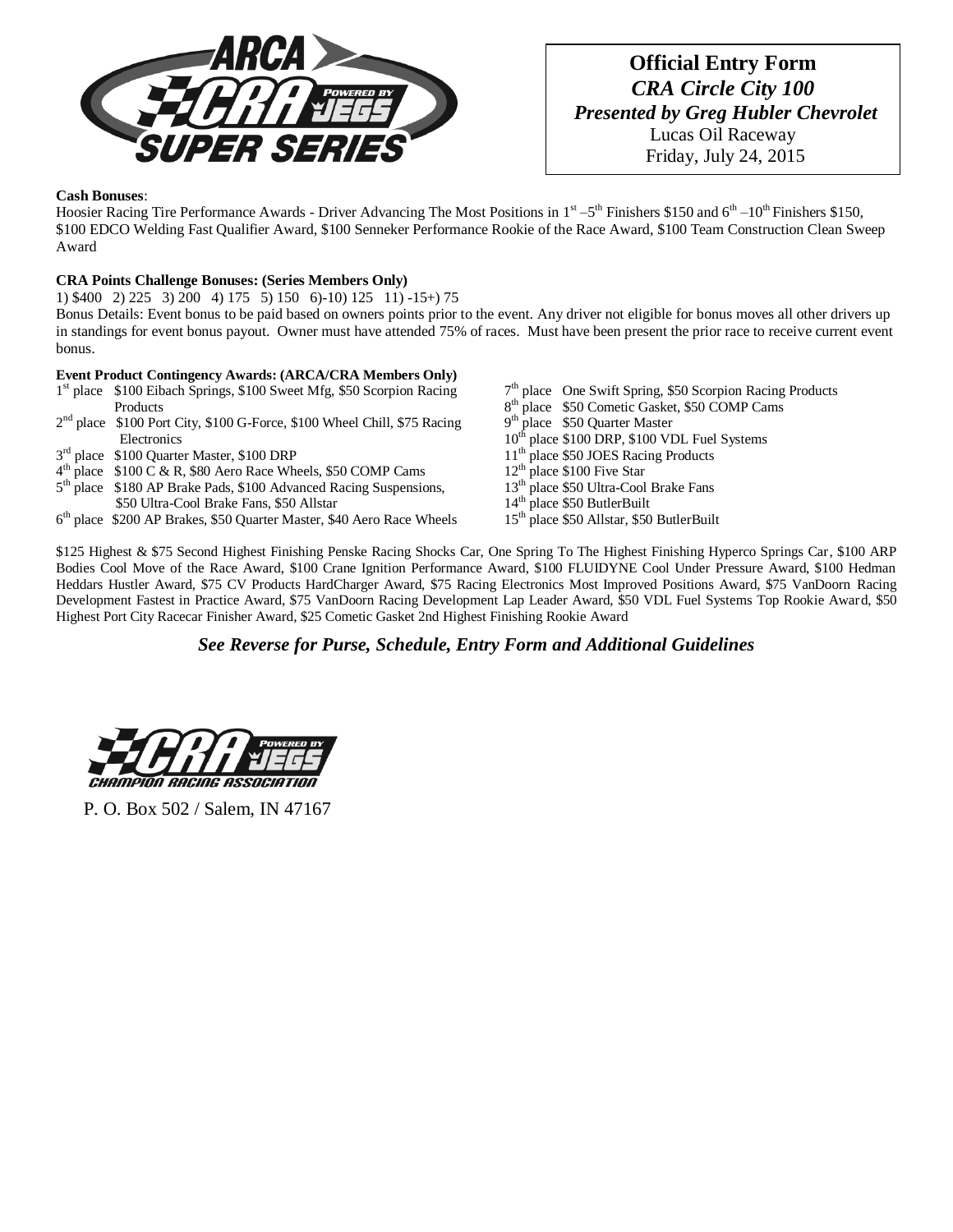**Official Entry Form**
***CRA Circle City 100***
***Presented by Greg Hubler Chevrolet***
Lucas Oil Raceway
Friday, July 24, 2015

**Cash Bonuses**:
Hoosier Racing Tire Performance Awards - Driver Advancing The Most Positions in 1st –5th Finishers $150 and 6th –10th Finishers $150, $100 EDCO Welding Fast Qualifier Award, $100 Senneker Performance Rookie of the Race Award, $100 Team Construction Clean Sweep Award

**CRA Points Challenge Bonuses: (Series Members Only)**
1) $400 2) 225 3) 200 4) 175 5) 150 6)-10) 125 11) -15+) 75
Bonus Details: Event bonus to be paid based on owners points prior to the event. Any driver not eligible for bonus moves all other drivers up in standings for event bonus payout. Owner must have attended 75% of races. Must have been present the prior race to receive current event bonus.

**Event Product Contingency Awards: (ARCA/CRA Members Only)**
1st place $100 Eibach Springs, $100 Sweet Mfg, $50 Scorpion Racing Products
2nd place $100 Port City, $100 G-Force, $100 Wheel Chill, $75 Racing Electronics
3rd place $100 Quarter Master, $100 DRP
4th place $100 C & R, $80 Aero Race Wheels, $50 COMP Cams
5th place $180 AP Brake Pads, $100 Advanced Racing Suspensions, $50 Ultra-Cool Brake Fans, $50 Allstar
6th place $200 AP Brakes, $50 Quarter Master, $40 Aero Race Wheels
7th place One Swift Spring, $50 Scorpion Racing Products
8th place $50 Cometic Gasket, $50 COMP Cams
9th place $50 Quarter Master
10th place $100 DRP, $100 VDL Fuel Systems
11th place $50 JOES Racing Products
12th place $100 Five Star
13th place $50 Ultra-Cool Brake Fans
14th place $50 ButlerBuilt
15th place $50 Allstar, $50 ButlerBuilt

$125 Highest & $75 Second Highest Finishing Penske Racing Shocks Car, One Spring To The Highest Finishing Hyperco Springs Car, $100 ARP Bodies Cool Move of the Race Award, $100 Crane Ignition Performance Award, $100 FLUIDYNE Cool Under Pressure Award, $100 Hedman Heddars Hustler Award, $75 CV Products HardCharger Award, $75 Racing Electronics Most Improved Positions Award, $75 VanDoorn Racing Development Fastest in Practice Award, $75 VanDoorn Racing Development Lap Leader Award, $50 VDL Fuel Systems Top Rookie Award, $50 Highest Port City Racecar Finisher Award, $25 Cometic Gasket 2nd Highest Finishing Rookie Award

***See Reverse for Purse, Schedule, Entry Form and Additional Guidelines***

P. O. Box 502 / Salem, IN 47167